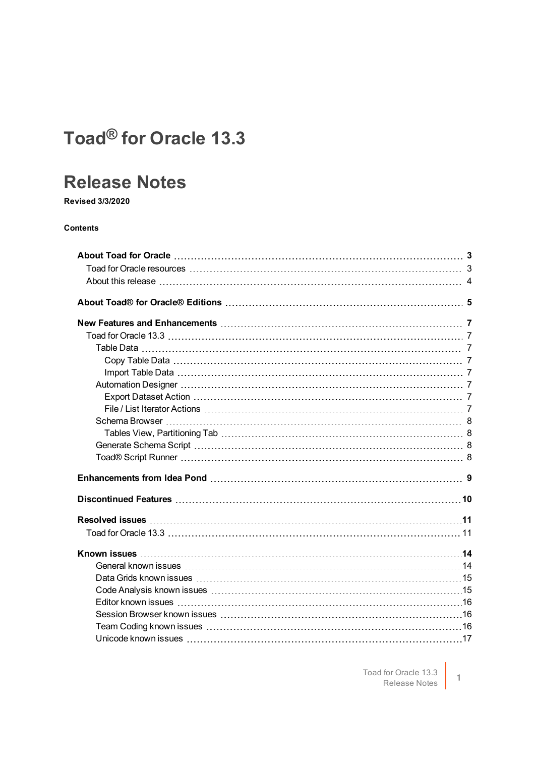# Toad® for Oracle 13.3

# Release Notes

**Revised 3/3/2020**

**Contents**

- **About Toad for Oracle** 3
  - Toad for Oracle resources 3
  - About this release 4
- **About Toad® for Oracle® Editions** 5
- **New Features and Enhancements** 7
  - Toad for Oracle 13.3 7
    - Table Data 7
      - Copy Table Data 7
      - Import Table Data 7
    - Automation Designer 7
      - Export Dataset Action 7
      - File / List Iterator Actions 7
    - Schema Browser 8
      - Tables View, Partitioning Tab 8
    - Generate Schema Script 8
    - Toad® Script Runner 8
- **Enhancements from Idea Pond** 9
- **Discontinued Features** 10
- **Resolved issues** 11
  - Toad for Oracle 13.3 11
- **Known issues** 14
  - General known issues 14
  - Data Grids known issues 15
  - Code Analysis known issues 15
  - Editor known issues 16
  - Session Browser known issues 16
  - Team Coding known issues 16
  - Unicode known issues 17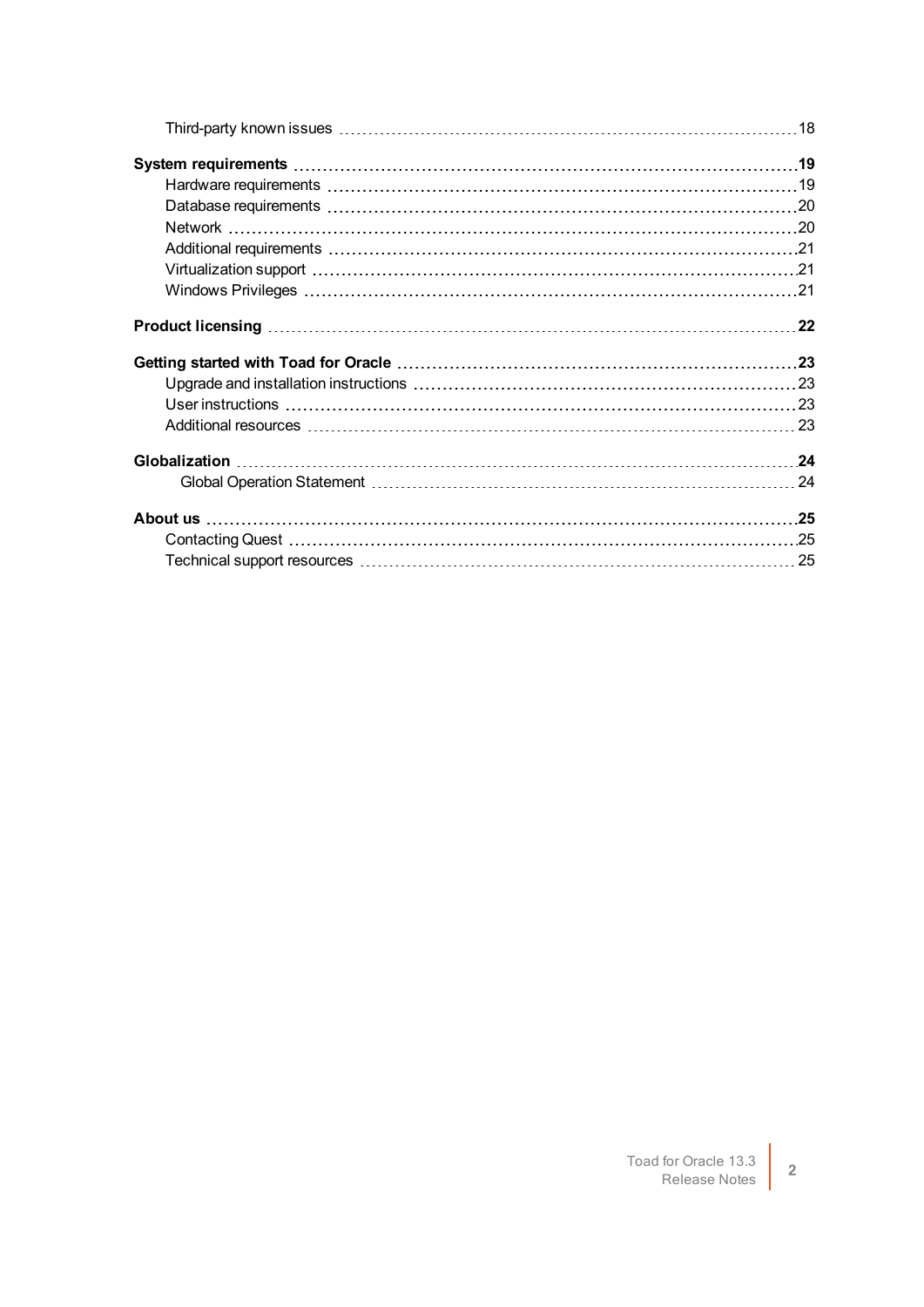Third-party known issues 18

**System requirements** **19**

Hardware requirements 19

Database requirements 20

Network 20

Additional requirements 21

Virtualization support 21

Windows Privileges 21

**Product licensing** **22**

**Getting started with Toad for Oracle** **23**

Upgrade and installation instructions 23

User instructions 23

Additional resources 23

**Globalization** **24**

Global Operation Statement 24

**About us** **25**

Contacting Quest 25

Technical support resources 25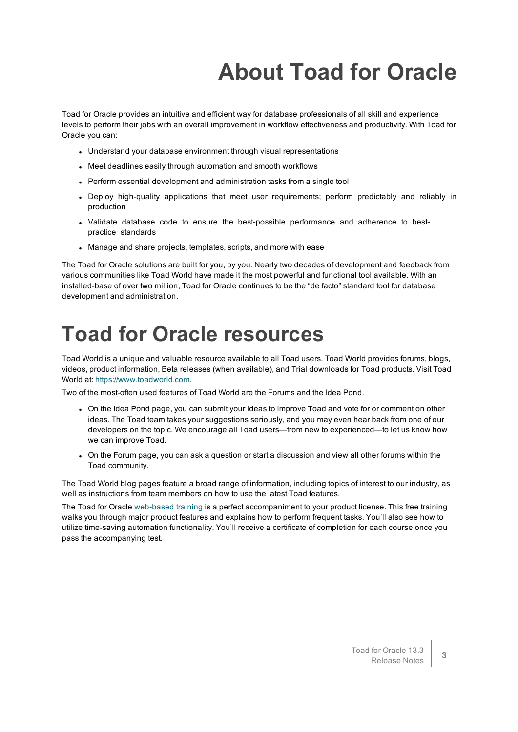# About Toad for Oracle

Toad for Oracle provides an intuitive and efficient way for database professionals of all skill and experience levels to perform their jobs with an overall improvement in workflow effectiveness and productivity. With Toad for Oracle you can:

- Understand your database environment through visual representations
- Meet deadlines easily through automation and smooth workflows
- Perform essential development and administration tasks from a single tool
- Deploy high-quality applications that meet user requirements; perform predictably and reliably in production
- Validate database code to ensure the best-possible performance and adherence to best-practice standards
- Manage and share projects, templates, scripts, and more with ease

The Toad for Oracle solutions are built for you, by you. Nearly two decades of development and feedback from various communities like Toad World have made it the most powerful and functional tool available. With an installed-base of over two million, Toad for Oracle continues to be the "de facto" standard tool for database development and administration.

# Toad for Oracle resources

Toad World is a unique and valuable resource available to all Toad users. Toad World provides forums, blogs, videos, product information, Beta releases (when available), and Trial downloads for Toad products. Visit Toad World at: https://www.toadworld.com.

Two of the most-often used features of Toad World are the Forums and the Idea Pond.

- On the Idea Pond page, you can submit your ideas to improve Toad and vote for or comment on other ideas. The Toad team takes your suggestions seriously, and you may even hear back from one of our developers on the topic. We encourage all Toad users—from new to experienced—to let us know how we can improve Toad.
- On the Forum page, you can ask a question or start a discussion and view all other forums within the Toad community.

The Toad World blog pages feature a broad range of information, including topics of interest to our industry, as well as instructions from team members on how to use the latest Toad features.

The Toad for Oracle web-based training is a perfect accompaniment to your product license. This free training walks you through major product features and explains how to perform frequent tasks. You'll also see how to utilize time-saving automation functionality. You'll receive a certificate of completion for each course once you pass the accompanying test.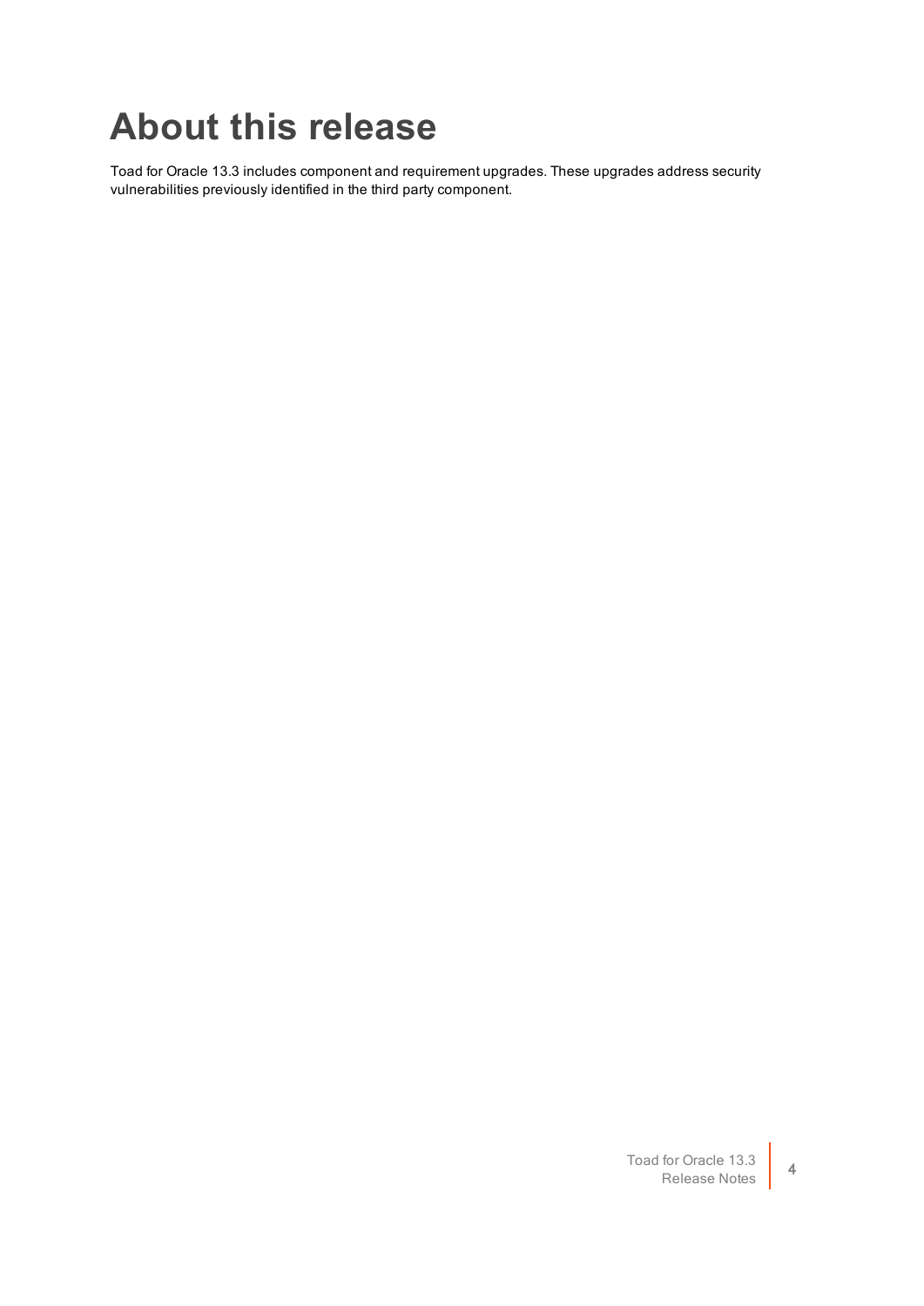# About this release

Toad for Oracle 13.3 includes component and requirement upgrades. These upgrades address security vulnerabilities previously identified in the third party component.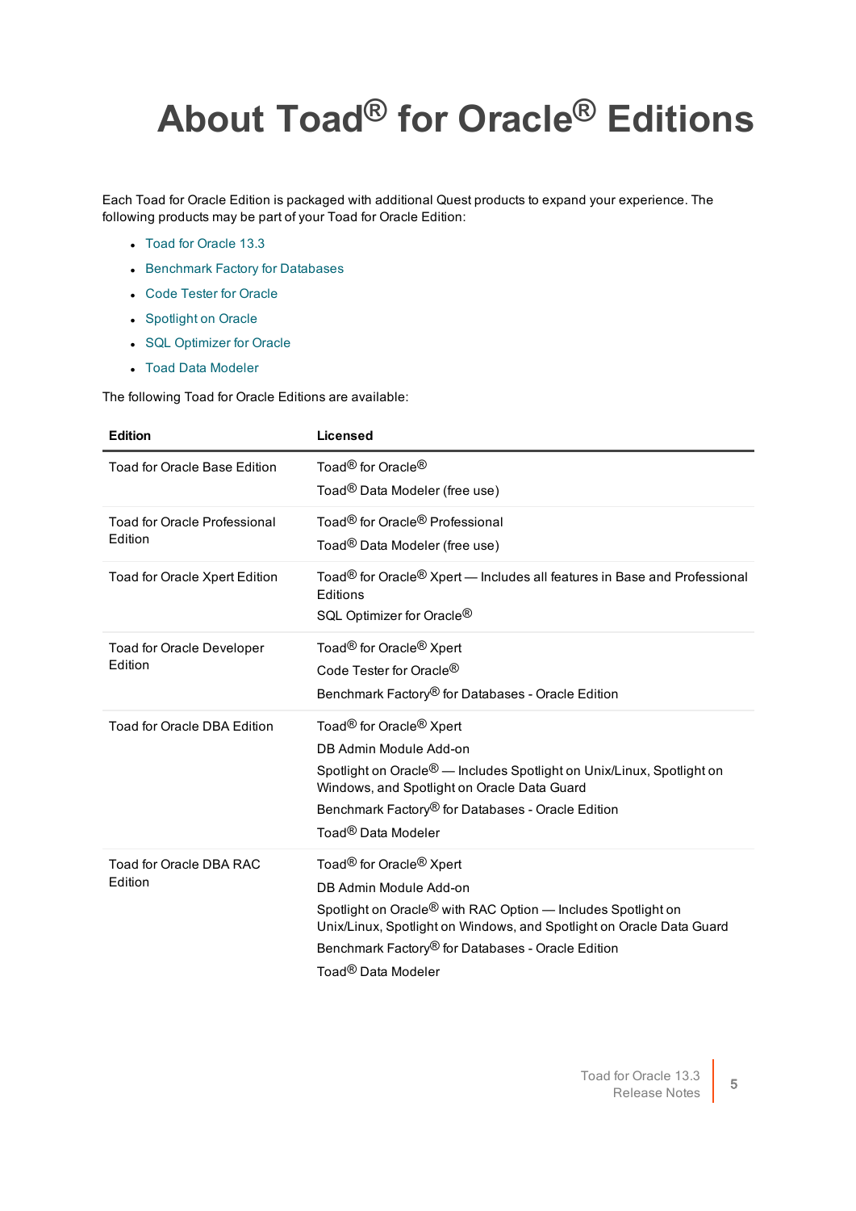# About Toad® for Oracle® Editions

Each Toad for Oracle Edition is packaged with additional Quest products to expand your experience. The following products may be part of your Toad for Oracle Edition:

- Toad for Oracle 13.3
- Benchmark Factory for Databases
- Code Tester for Oracle
- Spotlight on Oracle
- SQL Optimizer for Oracle
- Toad Data Modeler

The following Toad for Oracle Editions are available:

| Edition | Licensed |
|---|---|
| Toad for Oracle Base Edition | Toad® for Oracle®<br>Toad® Data Modeler (free use) |
| Toad for Oracle Professional Edition | Toad® for Oracle® Professional<br>Toad® Data Modeler (free use) |
| Toad for Oracle Xpert Edition | Toad® for Oracle® Xpert — Includes all features in Base and Professional Editions<br>SQL Optimizer for Oracle® |
| Toad for Oracle Developer Edition | Toad® for Oracle® Xpert<br>Code Tester for Oracle®<br>Benchmark Factory® for Databases - Oracle Edition |
| Toad for Oracle DBA Edition | Toad® for Oracle® Xpert<br>DB Admin Module Add-on<br>Spotlight on Oracle® — Includes Spotlight on Unix/Linux, Spotlight on Windows, and Spotlight on Oracle Data Guard<br>Benchmark Factory® for Databases - Oracle Edition<br>Toad® Data Modeler |
| Toad for Oracle DBA RAC Edition | Toad® for Oracle® Xpert<br>DB Admin Module Add-on<br>Spotlight on Oracle® with RAC Option — Includes Spotlight on Unix/Linux, Spotlight on Windows, and Spotlight on Oracle Data Guard<br>Benchmark Factory® for Databases - Oracle Edition<br>Toad® Data Modeler |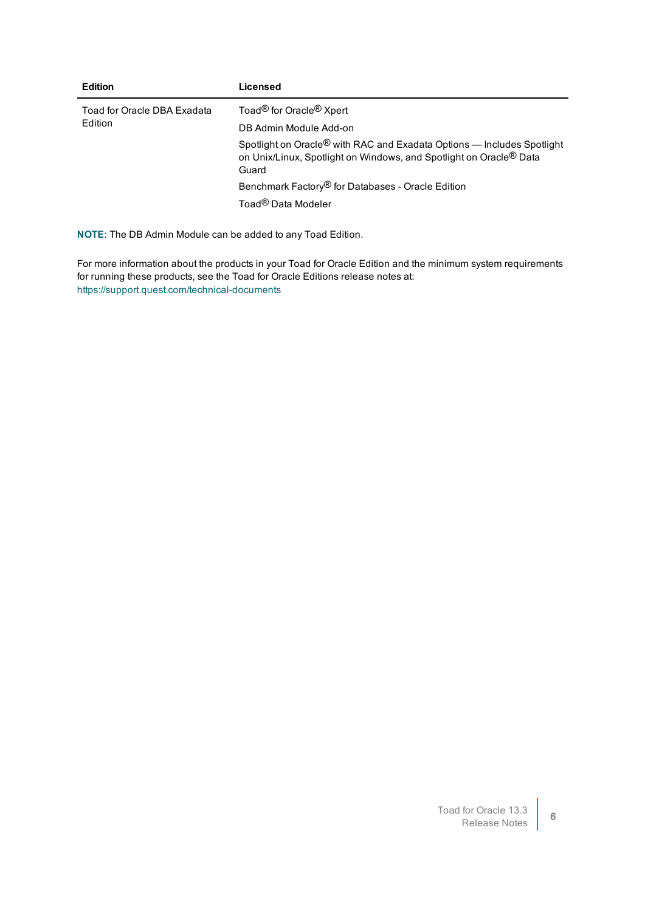| Edition | Licensed |
|---|---|
| Toad for Oracle DBA Exadata Edition | Toad® for Oracle® Xpert |
| | DB Admin Module Add-on |
| | Spotlight on Oracle® with RAC and Exadata Options — Includes Spotlight on Unix/Linux, Spotlight on Windows, and Spotlight on Oracle® Data Guard |
| | Benchmark Factory® for Databases - Oracle Edition |
| | Toad® Data Modeler |

**NOTE:** The DB Admin Module can be added to any Toad Edition.

For more information about the products in your Toad for Oracle Edition and the minimum system requirements for running these products, see the Toad for Oracle Editions release notes at: https://support.quest.com/technical-documents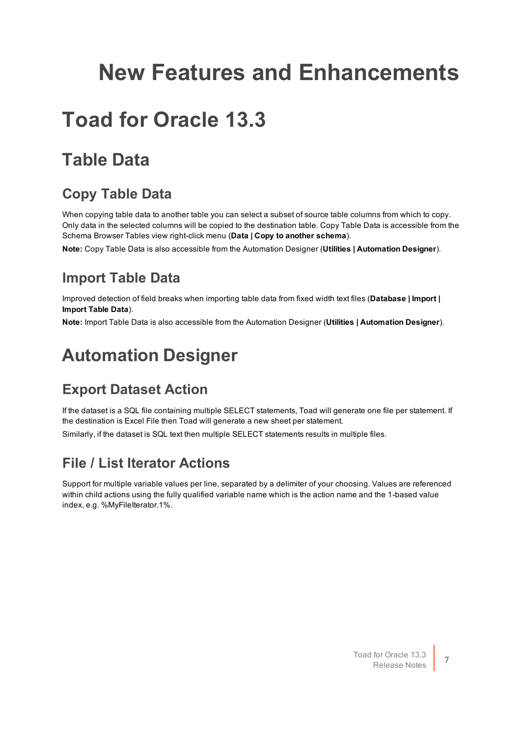# New Features and Enhancements

# Toad for Oracle 13.3

## Table Data

### Copy Table Data

When copying table data to another table you can select a subset of source table columns from which to copy. Only data in the selected columns will be copied to the destination table. Copy Table Data is accessible from the Schema Browser Tables view right-click menu (**Data | Copy to another schema**).

**Note:** Copy Table Data is also accessible from the Automation Designer (**Utilities | Automation Designer**).

### Import Table Data

Improved detection of field breaks when importing table data from fixed width text files (**Database | Import | Import Table Data**).

**Note:** Import Table Data is also accessible from the Automation Designer (**Utilities | Automation Designer**).

## Automation Designer

### Export Dataset Action

If the dataset is a SQL file containing multiple SELECT statements, Toad will generate one file per statement. If the destination is Excel File then Toad will generate a new sheet per statement.

Similarly, if the dataset is SQL text then multiple SELECT statements results in multiple files.

### File / List Iterator Actions

Support for multiple variable values per line, separated by a delimiter of your choosing. Values are referenced within child actions using the fully qualified variable name which is the action name and the 1-based value index, e.g. %MyFileIterator.1%.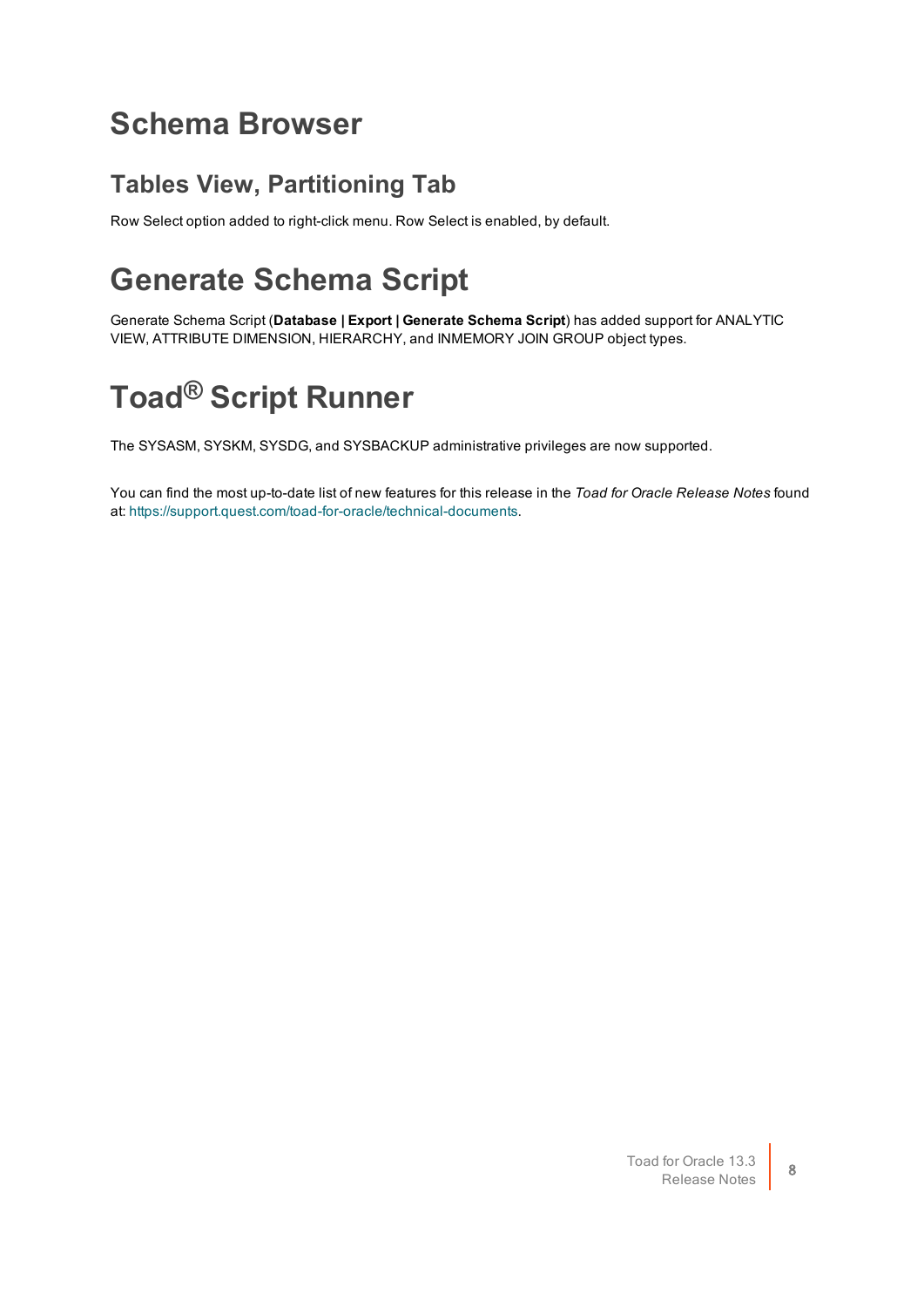# Schema Browser

## Tables View, Partitioning Tab

Row Select option added to right-click menu. Row Select is enabled, by default.

# Generate Schema Script

Generate Schema Script (**Database | Export | Generate Schema Script**) has added support for ANALYTIC VIEW, ATTRIBUTE DIMENSION, HIERARCHY, and INMEMORY JOIN GROUP object types.

# Toad® Script Runner

The SYSASM, SYSKM, SYSDG, and SYSBACKUP administrative privileges are now supported.

You can find the most up-to-date list of new features for this release in the *Toad for Oracle Release Notes* found at: https://support.quest.com/toad-for-oracle/technical-documents.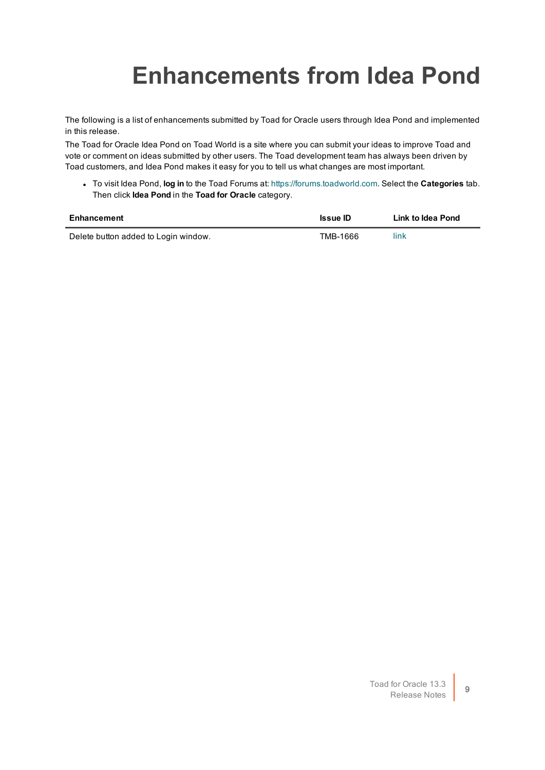# Enhancements from Idea Pond

The following is a list of enhancements submitted by Toad for Oracle users through Idea Pond and implemented in this release.

The Toad for Oracle Idea Pond on Toad World is a site where you can submit your ideas to improve Toad and vote or comment on ideas submitted by other users. The Toad development team has always been driven by Toad customers, and Idea Pond makes it easy for you to tell us what changes are most important.

- To visit Idea Pond, **log in** to the Toad Forums at: https://forums.toadworld.com. Select the **Categories** tab. Then click **Idea Pond** in the **Toad for Oracle** category.

| Enhancement | Issue ID | Link to Idea Pond |
|---|---|---|
| Delete button added to Login window. | TMB-1666 | link |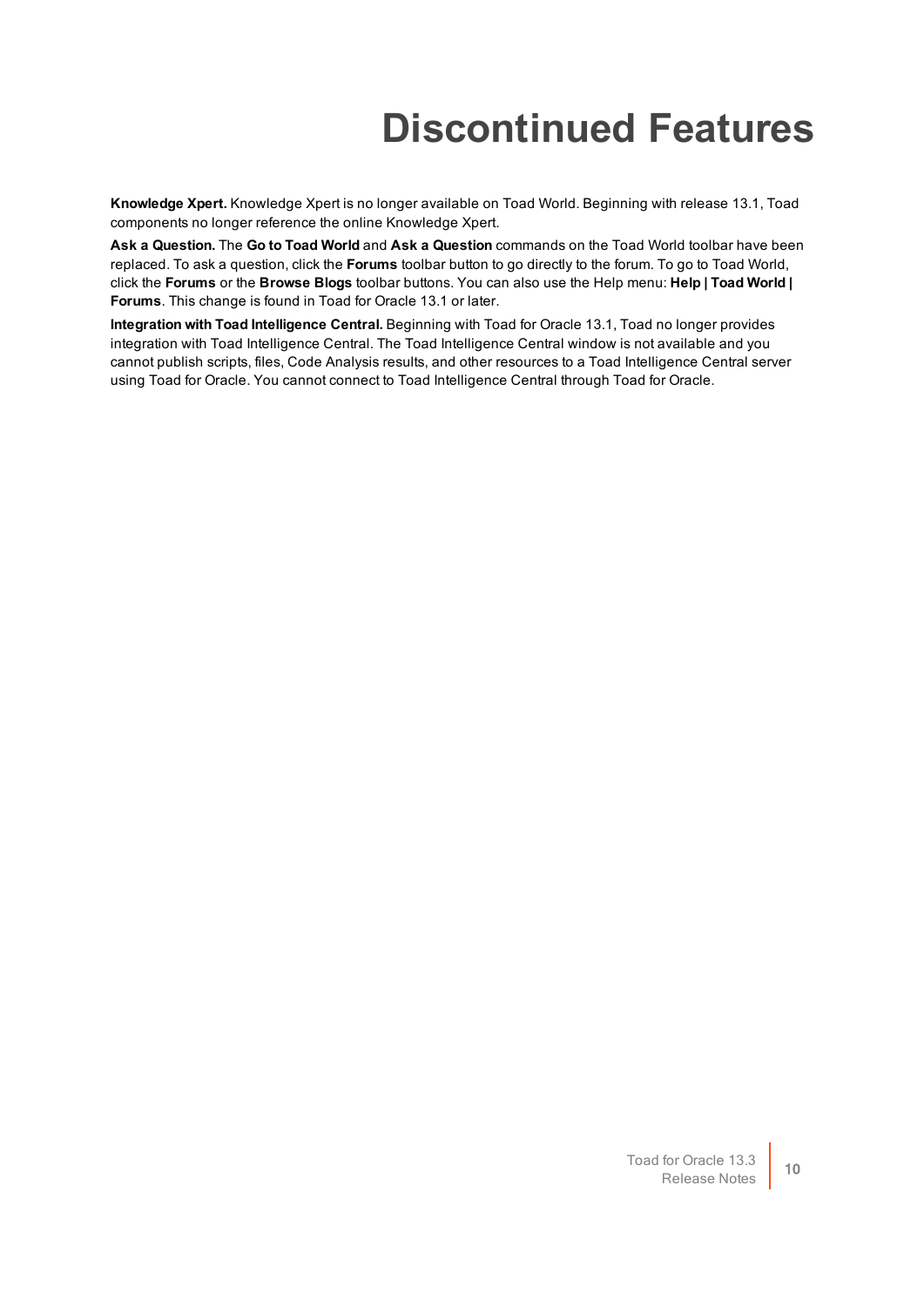# Discontinued Features

**Knowledge Xpert.** Knowledge Xpert is no longer available on Toad World. Beginning with release 13.1, Toad components no longer reference the online Knowledge Xpert.

**Ask a Question.** The **Go to Toad World** and **Ask a Question** commands on the Toad World toolbar have been replaced. To ask a question, click the **Forums** toolbar button to go directly to the forum. To go to Toad World, click the **Forums** or the **Browse Blogs** toolbar buttons. You can also use the Help menu: **Help | Toad World | Forums**. This change is found in Toad for Oracle 13.1 or later.

**Integration with Toad Intelligence Central.** Beginning with Toad for Oracle 13.1, Toad no longer provides integration with Toad Intelligence Central. The Toad Intelligence Central window is not available and you cannot publish scripts, files, Code Analysis results, and other resources to a Toad Intelligence Central server using Toad for Oracle. You cannot connect to Toad Intelligence Central through Toad for Oracle.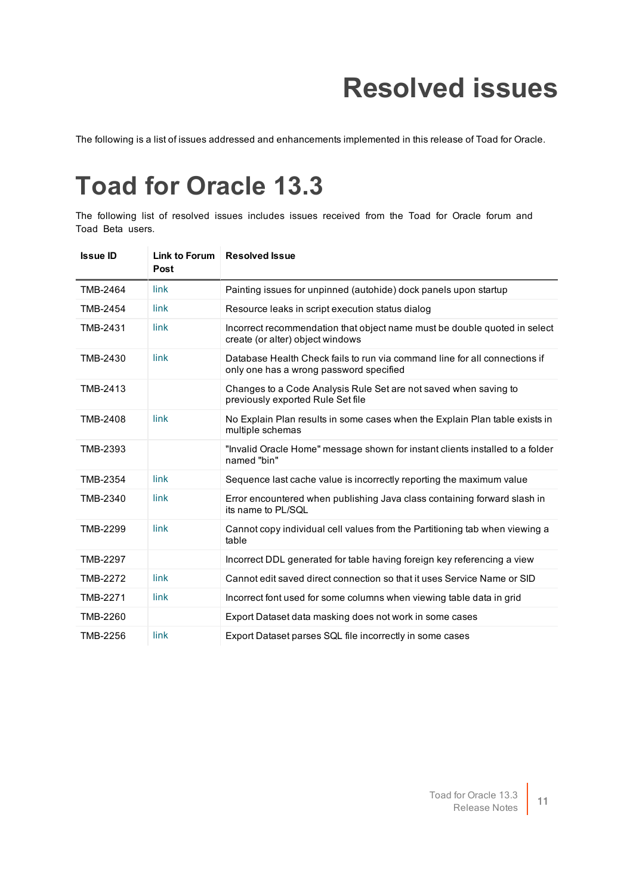# Resolved issues

The following is a list of issues addressed and enhancements implemented in this release of Toad for Oracle.

# Toad for Oracle 13.3

The following list of resolved issues includes issues received from the Toad for Oracle forum and Toad Beta users.

| Issue ID | Link to Forum Post | Resolved Issue |
| --- | --- | --- |
| TMB-2464 | link | Painting issues for unpinned (autohide) dock panels upon startup |
| TMB-2454 | link | Resource leaks in script execution status dialog |
| TMB-2431 | link | Incorrect recommendation that object name must be double quoted in select create (or alter) object windows |
| TMB-2430 | link | Database Health Check fails to run via command line for all connections if only one has a wrong password specified |
| TMB-2413 | | Changes to a Code Analysis Rule Set are not saved when saving to previously exported Rule Set file |
| TMB-2408 | link | No Explain Plan results in some cases when the Explain Plan table exists in multiple schemas |
| TMB-2393 | | "Invalid Oracle Home" message shown for instant clients installed to a folder named "bin" |
| TMB-2354 | link | Sequence last cache value is incorrectly reporting the maximum value |
| TMB-2340 | link | Error encountered when publishing Java class containing forward slash in its name to PL/SQL |
| TMB-2299 | link | Cannot copy individual cell values from the Partitioning tab when viewing a table |
| TMB-2297 | | Incorrect DDL generated for table having foreign key referencing a view |
| TMB-2272 | link | Cannot edit saved direct connection so that it uses Service Name or SID |
| TMB-2271 | link | Incorrect font used for some columns when viewing table data in grid |
| TMB-2260 | | Export Dataset data masking does not work in some cases |
| TMB-2256 | link | Export Dataset parses SQL file incorrectly in some cases |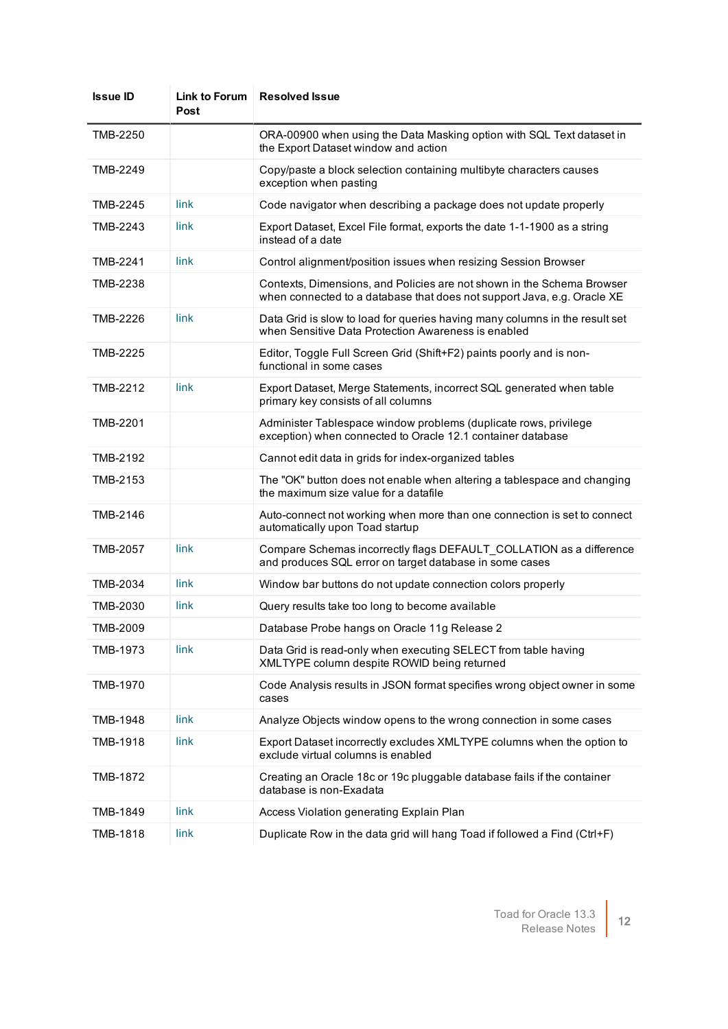| Issue ID | Link to Forum Post | Resolved Issue |
|---|---|---|
| TMB-2250 | | ORA-00900 when using the Data Masking option with SQL Text dataset in the Export Dataset window and action |
| TMB-2249 | | Copy/paste a block selection containing multibyte characters causes exception when pasting |
| TMB-2245 | link | Code navigator when describing a package does not update properly |
| TMB-2243 | link | Export Dataset, Excel File format, exports the date 1-1-1900 as a string instead of a date |
| TMB-2241 | link | Control alignment/position issues when resizing Session Browser |
| TMB-2238 | | Contexts, Dimensions, and Policies are not shown in the Schema Browser when connected to a database that does not support Java, e.g. Oracle XE |
| TMB-2226 | link | Data Grid is slow to load for queries having many columns in the result set when Sensitive Data Protection Awareness is enabled |
| TMB-2225 | | Editor, Toggle Full Screen Grid (Shift+F2) paints poorly and is non-functional in some cases |
| TMB-2212 | link | Export Dataset, Merge Statements, incorrect SQL generated when table primary key consists of all columns |
| TMB-2201 | | Administer Tablespace window problems (duplicate rows, privilege exception) when connected to Oracle 12.1 container database |
| TMB-2192 | | Cannot edit data in grids for index-organized tables |
| TMB-2153 | | The "OK" button does not enable when altering a tablespace and changing the maximum size value for a datafile |
| TMB-2146 | | Auto-connect not working when more than one connection is set to connect automatically upon Toad startup |
| TMB-2057 | link | Compare Schemas incorrectly flags DEFAULT_COLLATION as a difference and produces SQL error on target database in some cases |
| TMB-2034 | link | Window bar buttons do not update connection colors properly |
| TMB-2030 | link | Query results take too long to become available |
| TMB-2009 | | Database Probe hangs on Oracle 11g Release 2 |
| TMB-1973 | link | Data Grid is read-only when executing SELECT from table having XMLTYPE column despite ROWID being returned |
| TMB-1970 | | Code Analysis results in JSON format specifies wrong object owner in some cases |
| TMB-1948 | link | Analyze Objects window opens to the wrong connection in some cases |
| TMB-1918 | link | Export Dataset incorrectly excludes XMLTYPE columns when the option to exclude virtual columns is enabled |
| TMB-1872 | | Creating an Oracle 18c or 19c pluggable database fails if the container database is non-Exadata |
| TMB-1849 | link | Access Violation generating Explain Plan |
| TMB-1818 | link | Duplicate Row in the data grid will hang Toad if followed a Find (Ctrl+F) |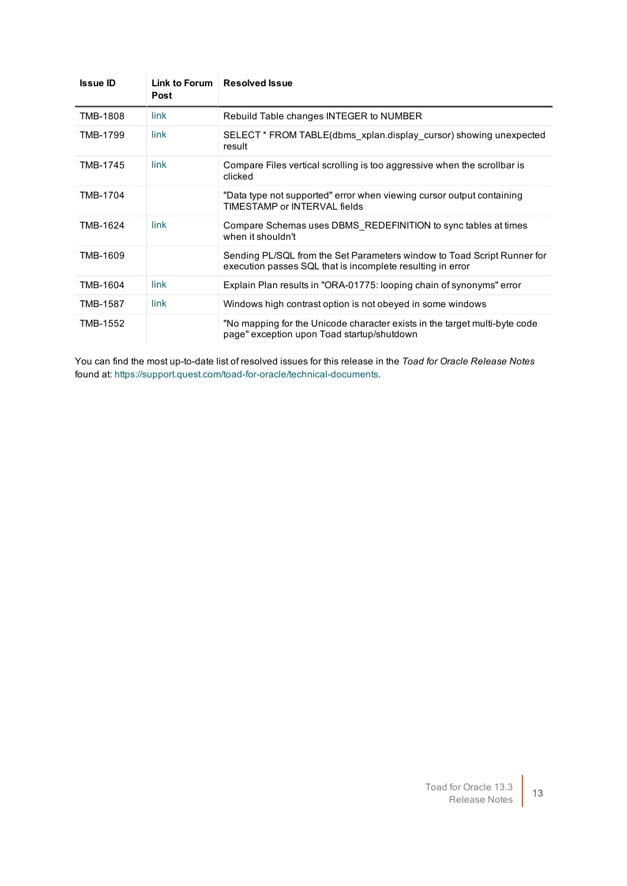| Issue ID | Link to Forum Post | Resolved Issue |
|---|---|---|
| TMB-1808 | link | Rebuild Table changes INTEGER to NUMBER |
| TMB-1799 | link | SELECT * FROM TABLE(dbms_xplan.display_cursor) showing unexpected result |
| TMB-1745 | link | Compare Files vertical scrolling is too aggressive when the scrollbar is clicked |
| TMB-1704 | | "Data type not supported" error when viewing cursor output containing TIMESTAMP or INTERVAL fields |
| TMB-1624 | link | Compare Schemas uses DBMS_REDEFINITION to sync tables at times when it shouldn't |
| TMB-1609 | | Sending PL/SQL from the Set Parameters window to Toad Script Runner for execution passes SQL that is incomplete resulting in error |
| TMB-1604 | link | Explain Plan results in "ORA-01775: looping chain of synonyms" error |
| TMB-1587 | link | Windows high contrast option is not obeyed in some windows |
| TMB-1552 | | "No mapping for the Unicode character exists in the target multi-byte code page" exception upon Toad startup/shutdown |

You can find the most up-to-date list of resolved issues for this release in the *Toad for Oracle Release Notes* found at: https://support.quest.com/toad-for-oracle/technical-documents.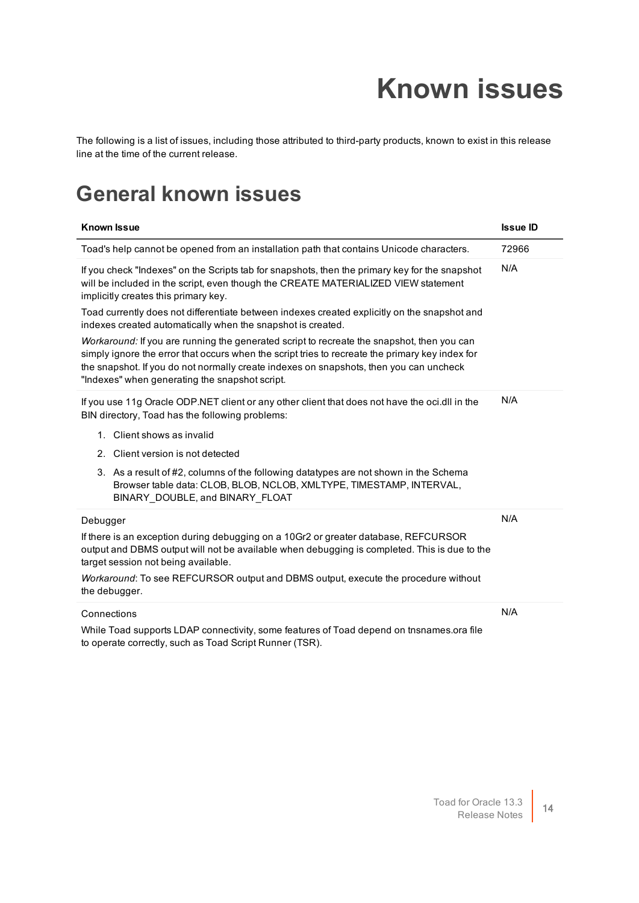# Known issues

The following is a list of issues, including those attributed to third-party products, known to exist in this release line at the time of the current release.

## General known issues

| Known Issue | Issue ID |
|---|---|
| Toad's help cannot be opened from an installation path that contains Unicode characters. | 72966 |
| If you check "Indexes" on the Scripts tab for snapshots, then the primary key for the snapshot will be included in the script, even though the CREATE MATERIALIZED VIEW statement implicitly creates this primary key.<br><br>Toad currently does not differentiate between indexes created explicitly on the snapshot and indexes created automatically when the snapshot is created.<br><br>*Workaround:* If you are running the generated script to recreate the snapshot, then you can simply ignore the error that occurs when the script tries to recreate the primary key index for the snapshot. If you do not normally create indexes on snapshots, then you can uncheck "Indexes" when generating the snapshot script. | N/A |
| If you use 11g Oracle ODP.NET client or any other client that does not have the oci.dll in the BIN directory, Toad has the following problems:<br><br>1. Client shows as invalid<br>2. Client version is not detected<br>3. As a result of #2, columns of the following datatypes are not shown in the Schema Browser table data: CLOB, BLOB, NCLOB, XMLTYPE, TIMESTAMP, INTERVAL, BINARY_DOUBLE, and BINARY_FLOAT | N/A |
| Debugger<br><br>If there is an exception during debugging on a 10Gr2 or greater database, REFCURSOR output and DBMS output will not be available when debugging is completed. This is due to the target session not being available.<br><br>*Workaround*: To see REFCURSOR output and DBMS output, execute the procedure without the debugger. | N/A |
| Connections<br><br>While Toad supports LDAP connectivity, some features of Toad depend on tnsnames.ora file to operate correctly, such as Toad Script Runner (TSR). | N/A |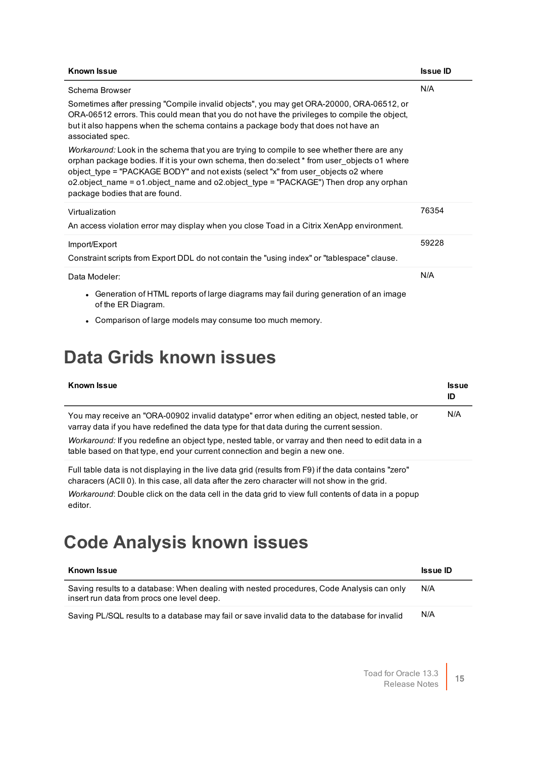| Known Issue | Issue ID |
| --- | --- |
| Schema Browser<br><br>Sometimes after pressing "Compile invalid objects", you may get ORA-20000, ORA-06512, or ORA-06512 errors. This could mean that you do not have the privileges to compile the object, but it also happens when the schema contains a package body that does not have an associated spec.<br><br>*Workaround:* Look in the schema that you are trying to compile to see whether there are any orphan package bodies. If it is your own schema, then do:select * from user_objects o1 where object_type = "PACKAGE BODY" and not exists (select "x" from user_objects o2 where o2.object_name = o1.object_name and o2.object_type = "PACKAGE") Then drop any orphan package bodies that are found. | N/A |
| Virtualization<br><br>An access violation error may display when you close Toad in a Citrix XenApp environment. | 76354 |
| Import/Export<br><br>Constraint scripts from Export DDL do not contain the "using index" or "tablespace" clause. | 59228 |
| Data Modeler:<br><br>• Generation of HTML reports of large diagrams may fail during generation of an image of the ER Diagram.<br><br>• Comparison of large models may consume too much memory. | N/A |

# Data Grids known issues

| Known Issue | Issue ID |
| --- | --- |
| You may receive an "ORA-00902 invalid datatype" error when editing an object, nested table, or varray data if you have redefined the data type for that data during the current session.<br><br>*Workaround:* If you redefine an object type, nested table, or varray and then need to edit data in a table based on that type, end your current connection and begin a new one. | N/A |
| Full table data is not displaying in the live data grid (results from F9) if the data contains "zero" characers (ACII 0). In this case, all data after the zero character will not show in the grid.<br><br>*Workaround*: Double click on the data cell in the data grid to view full contents of data in a popup editor. | |

# Code Analysis known issues

| Known Issue | Issue ID |
| --- | --- |
| Saving results to a database: When dealing with nested procedures, Code Analysis can only insert run data from procs one level deep. | N/A |
| Saving PL/SQL results to a database may fail or save invalid data to the database for invalid | N/A |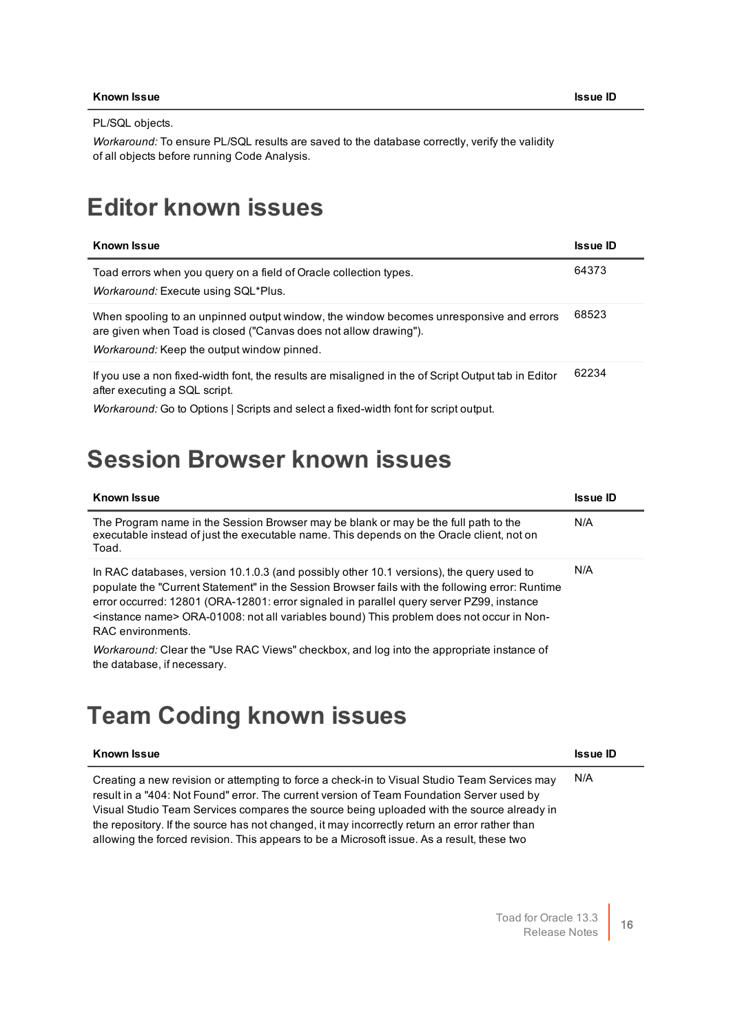| Known Issue | Issue ID |
| --- | --- |
| PL/SQL objects.<br>*Workaround:* To ensure PL/SQL results are saved to the database correctly, verify the validity of all objects before running Code Analysis. | |

# Editor known issues

| Known Issue | Issue ID |
| --- | --- |
| Toad errors when you query on a field of Oracle collection types.<br>*Workaround:* Execute using SQL*Plus. | 64373 |
| When spooling to an unpinned output window, the window becomes unresponsive and errors are given when Toad is closed ("Canvas does not allow drawing").<br>*Workaround:* Keep the output window pinned. | 68523 |
| If you use a non fixed-width font, the results are misaligned in the of Script Output tab in Editor after executing a SQL script.<br>*Workaround:* Go to Options \| Scripts and select a fixed-width font for script output. | 62234 |

# Session Browser known issues

| Known Issue | Issue ID |
| --- | --- |
| The Program name in the Session Browser may be blank or may be the full path to the executable instead of just the executable name. This depends on the Oracle client, not on Toad. | N/A |
| In RAC databases, version 10.1.0.3 (and possibly other 10.1 versions), the query used to populate the "Current Statement" in the Session Browser fails with the following error: Runtime error occurred: 12801 (ORA-12801: error signaled in parallel query server PZ99, instance &lt;instance name&gt; ORA-01008: not all variables bound) This problem does not occur in Non-RAC environments.<br>*Workaround:* Clear the "Use RAC Views" checkbox, and log into the appropriate instance of the database, if necessary. | N/A |

# Team Coding known issues

| Known Issue | Issue ID |
| --- | --- |
| Creating a new revision or attempting to force a check-in to Visual Studio Team Services may result in a "404: Not Found" error. The current version of Team Foundation Server used by Visual Studio Team Services compares the source being uploaded with the source already in the repository. If the source has not changed, it may incorrectly return an error rather than allowing the forced revision. This appears to be a Microsoft issue. As a result, these two | N/A |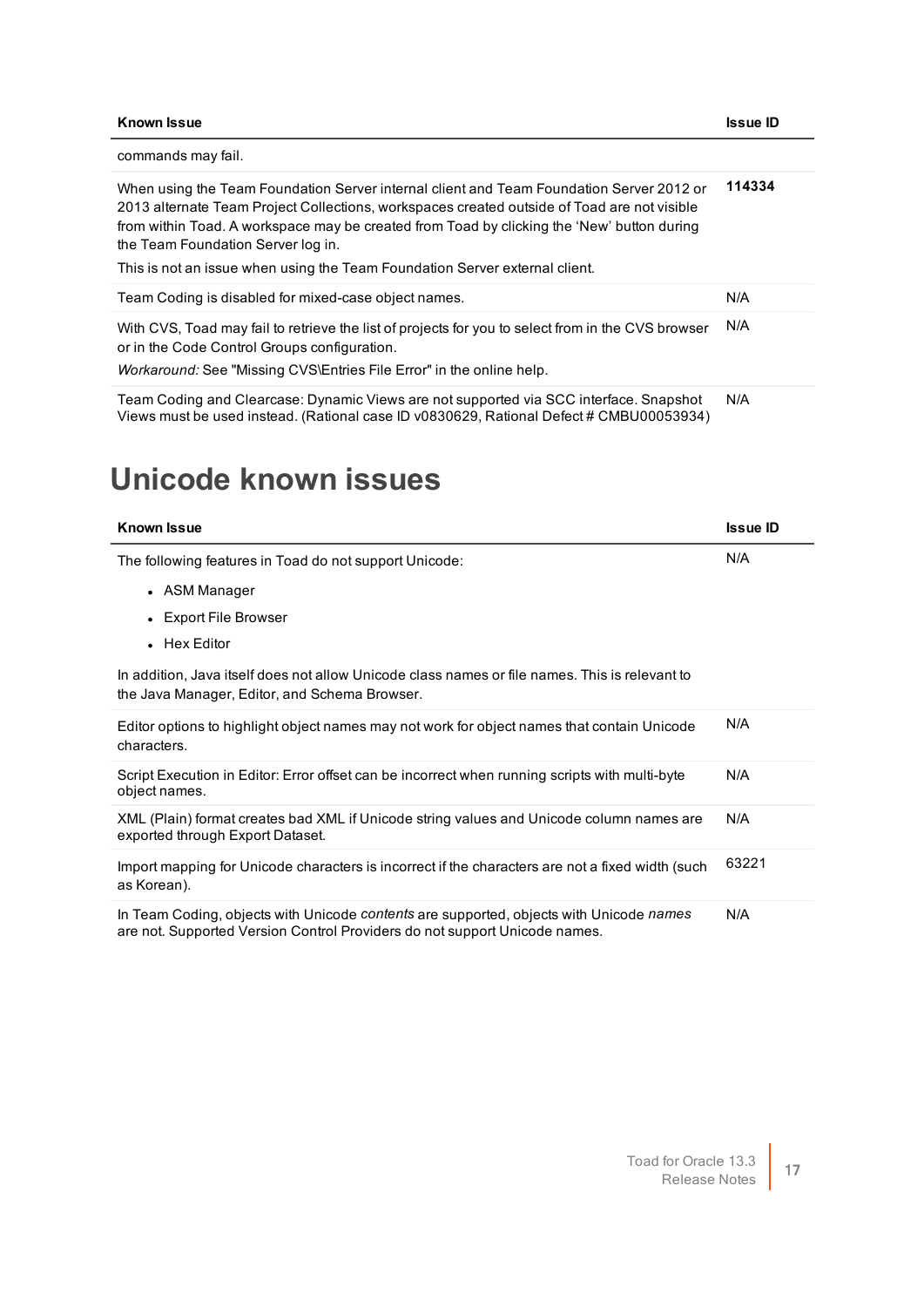| Known Issue | Issue ID |
| --- | --- |
| commands may fail. | |
| When using the Team Foundation Server internal client and Team Foundation Server 2012 or 2013 alternate Team Project Collections, workspaces created outside of Toad are not visible from within Toad. A workspace may be created from Toad by clicking the 'New' button during the Team Foundation Server log in.<br><br>This is not an issue when using the Team Foundation Server external client. | **114334** |
| Team Coding is disabled for mixed-case object names. | N/A |
| With CVS, Toad may fail to retrieve the list of projects for you to select from in the CVS browser or in the Code Control Groups configuration.<br><br>*Workaround:* See "Missing CVS\Entries File Error" in the online help. | N/A |
| Team Coding and Clearcase: Dynamic Views are not supported via SCC interface. Snapshot Views must be used instead. (Rational case ID v0830629, Rational Defect # CMBU00053934) | N/A |

# Unicode known issues

| Known Issue | Issue ID |
| --- | --- |
| The following features in Toad do not support Unicode:<br><br>• ASM Manager<br>• Export File Browser<br>• Hex Editor<br><br>In addition, Java itself does not allow Unicode class names or file names. This is relevant to the Java Manager, Editor, and Schema Browser. | N/A |
| Editor options to highlight object names may not work for object names that contain Unicode characters. | N/A |
| Script Execution in Editor: Error offset can be incorrect when running scripts with multi-byte object names. | N/A |
| XML (Plain) format creates bad XML if Unicode string values and Unicode column names are exported through Export Dataset. | N/A |
| Import mapping for Unicode characters is incorrect if the characters are not a fixed width (such as Korean). | 63221 |
| In Team Coding, objects with Unicode *contents* are supported, objects with Unicode *names* are not. Supported Version Control Providers do not support Unicode names. | N/A |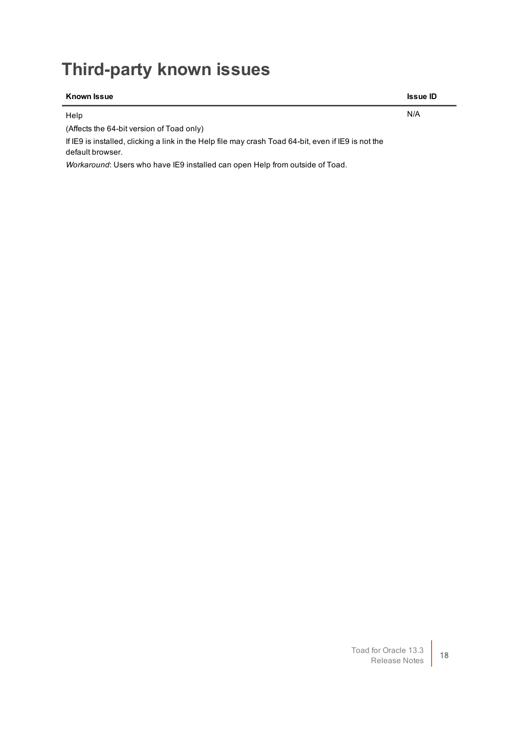# Third-party known issues

| Known Issue | Issue ID |
| --- | --- |
| Help<br>(Affects the 64-bit version of Toad only)<br>If IE9 is installed, clicking a link in the Help file may crash Toad 64-bit, even if IE9 is not the default browser.<br>*Workaround*: Users who have IE9 installed can open Help from outside of Toad. | N/A |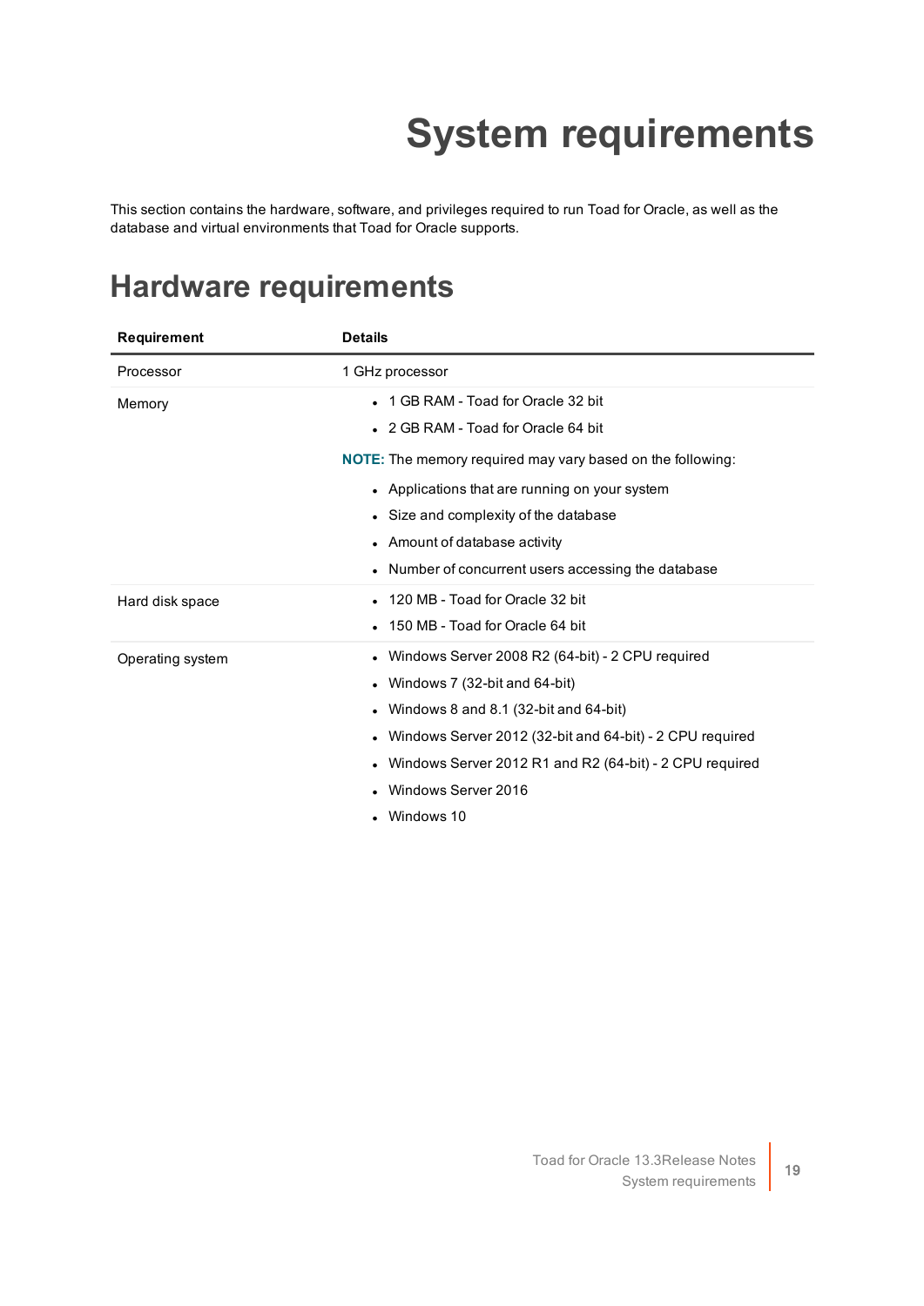# System requirements

This section contains the hardware, software, and privileges required to run Toad for Oracle, as well as the database and virtual environments that Toad for Oracle supports.

## Hardware requirements

| Requirement | Details |
|---|---|
| Processor | 1 GHz processor |
| Memory | • 1 GB RAM - Toad for Oracle 32 bit<br>• 2 GB RAM - Toad for Oracle 64 bit<br><br>**NOTE:** The memory required may vary based on the following:<br>• Applications that are running on your system<br>• Size and complexity of the database<br>• Amount of database activity<br>• Number of concurrent users accessing the database |
| Hard disk space | • 120 MB - Toad for Oracle 32 bit<br>• 150 MB - Toad for Oracle 64 bit |
| Operating system | • Windows Server 2008 R2 (64-bit) - 2 CPU required<br>• Windows 7 (32-bit and 64-bit)<br>• Windows 8 and 8.1 (32-bit and 64-bit)<br>• Windows Server 2012 (32-bit and 64-bit) - 2 CPU required<br>• Windows Server 2012 R1 and R2 (64-bit) - 2 CPU required<br>• Windows Server 2016<br>• Windows 10 |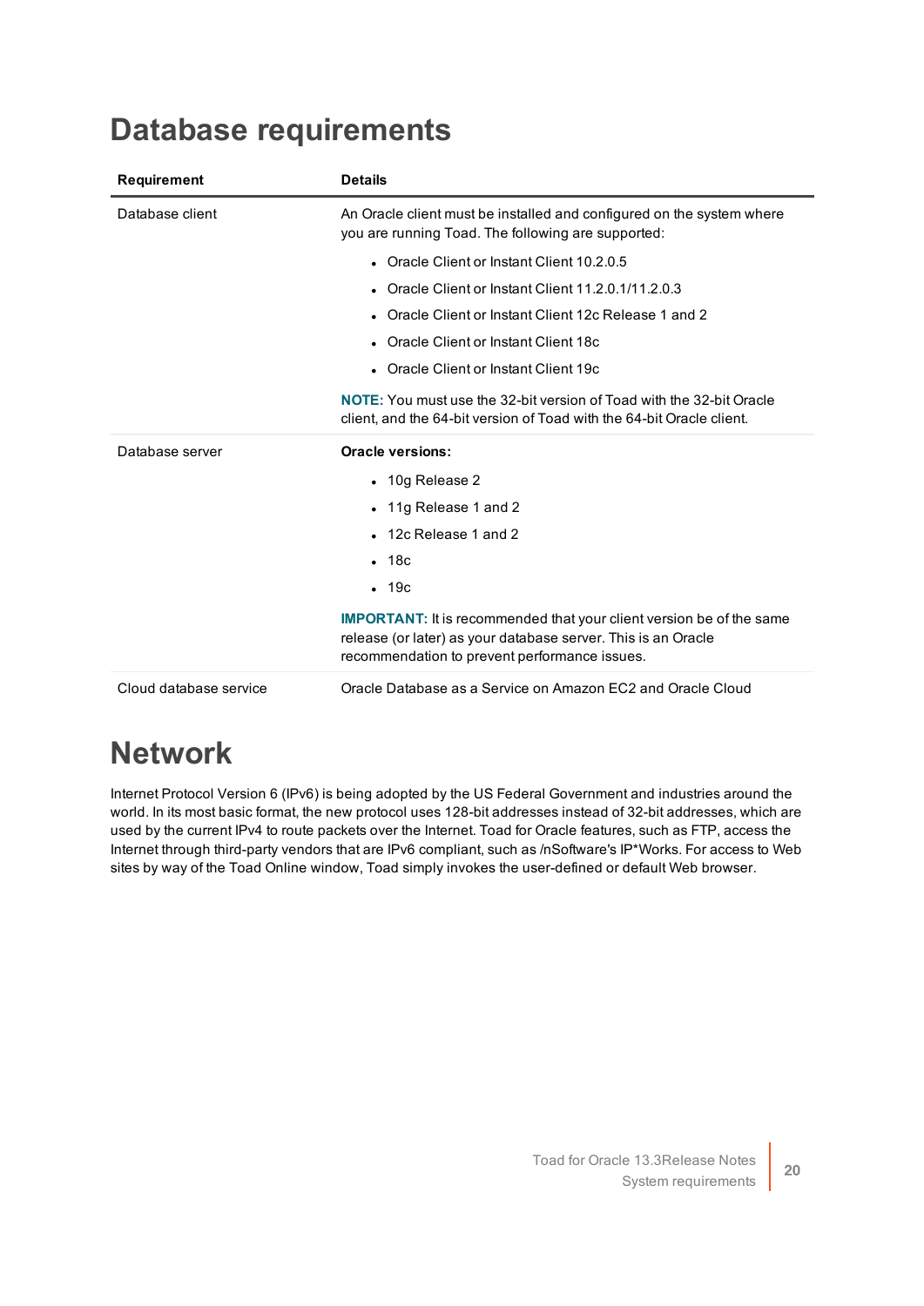# Database requirements

| Requirement | Details |
| --- | --- |
| Database client | An Oracle client must be installed and configured on the system where you are running Toad. The following are supported:<br>• Oracle Client or Instant Client 10.2.0.5<br>• Oracle Client or Instant Client 11.2.0.1/11.2.0.3<br>• Oracle Client or Instant Client 12c Release 1 and 2<br>• Oracle Client or Instant Client 18c<br>• Oracle Client or Instant Client 19c<br>**NOTE:** You must use the 32-bit version of Toad with the 32-bit Oracle client, and the 64-bit version of Toad with the 64-bit Oracle client. |
| Database server | **Oracle versions:**<br>• 10g Release 2<br>• 11g Release 1 and 2<br>• 12c Release 1 and 2<br>• 18c<br>• 19c<br>**IMPORTANT:** It is recommended that your client version be of the same release (or later) as your database server. This is an Oracle recommendation to prevent performance issues. |
| Cloud database service | Oracle Database as a Service on Amazon EC2 and Oracle Cloud |

# Network

Internet Protocol Version 6 (IPv6) is being adopted by the US Federal Government and industries around the world. In its most basic format, the new protocol uses 128-bit addresses instead of 32-bit addresses, which are used by the current IPv4 to route packets over the Internet. Toad for Oracle features, such as FTP, access the Internet through third-party vendors that are IPv6 compliant, such as /nSoftware's IP*Works. For access to Web sites by way of the Toad Online window, Toad simply invokes the user-defined or default Web browser.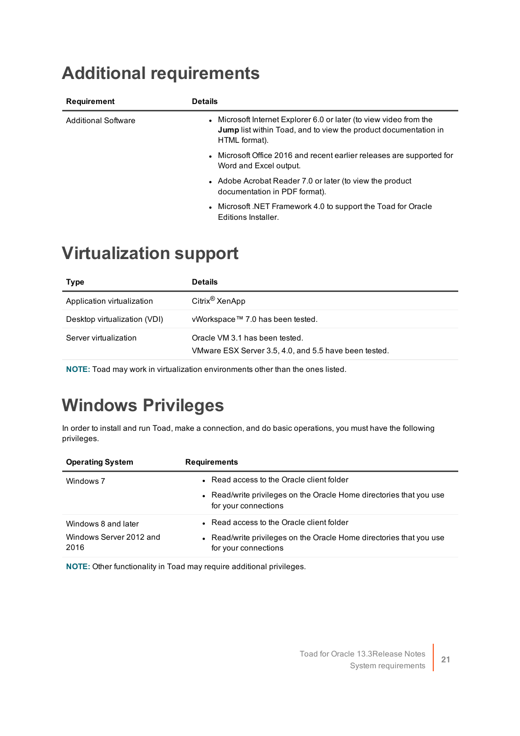# Additional requirements

| Requirement | Details |
| --- | --- |
| Additional Software | • Microsoft Internet Explorer 6.0 or later (to view video from the **Jump** list within Toad, and to view the product documentation in HTML format).<br>• Microsoft Office 2016 and recent earlier releases are supported for Word and Excel output.<br>• Adobe Acrobat Reader 7.0 or later (to view the product documentation in PDF format).<br>• Microsoft .NET Framework 4.0 to support the Toad for Oracle Editions Installer. |

# Virtualization support

| Type | Details |
| --- | --- |
| Application virtualization | Citrix® XenApp |
| Desktop virtualization (VDI) | vWorkspace™ 7.0 has been tested. |
| Server virtualization | Oracle VM 3.1 has been tested.<br>VMware ESX Server 3.5, 4.0, and 5.5 have been tested. |

**NOTE:** Toad may work in virtualization environments other than the ones listed.

# Windows Privileges

In order to install and run Toad, make a connection, and do basic operations, you must have the following privileges.

| Operating System | Requirements |
| --- | --- |
| Windows 7 | • Read access to the Oracle client folder<br>• Read/write privileges on the Oracle Home directories that you use for your connections |
| Windows 8 and later<br>Windows Server 2012 and 2016 | • Read access to the Oracle client folder<br>• Read/write privileges on the Oracle Home directories that you use for your connections |

**NOTE:** Other functionality in Toad may require additional privileges.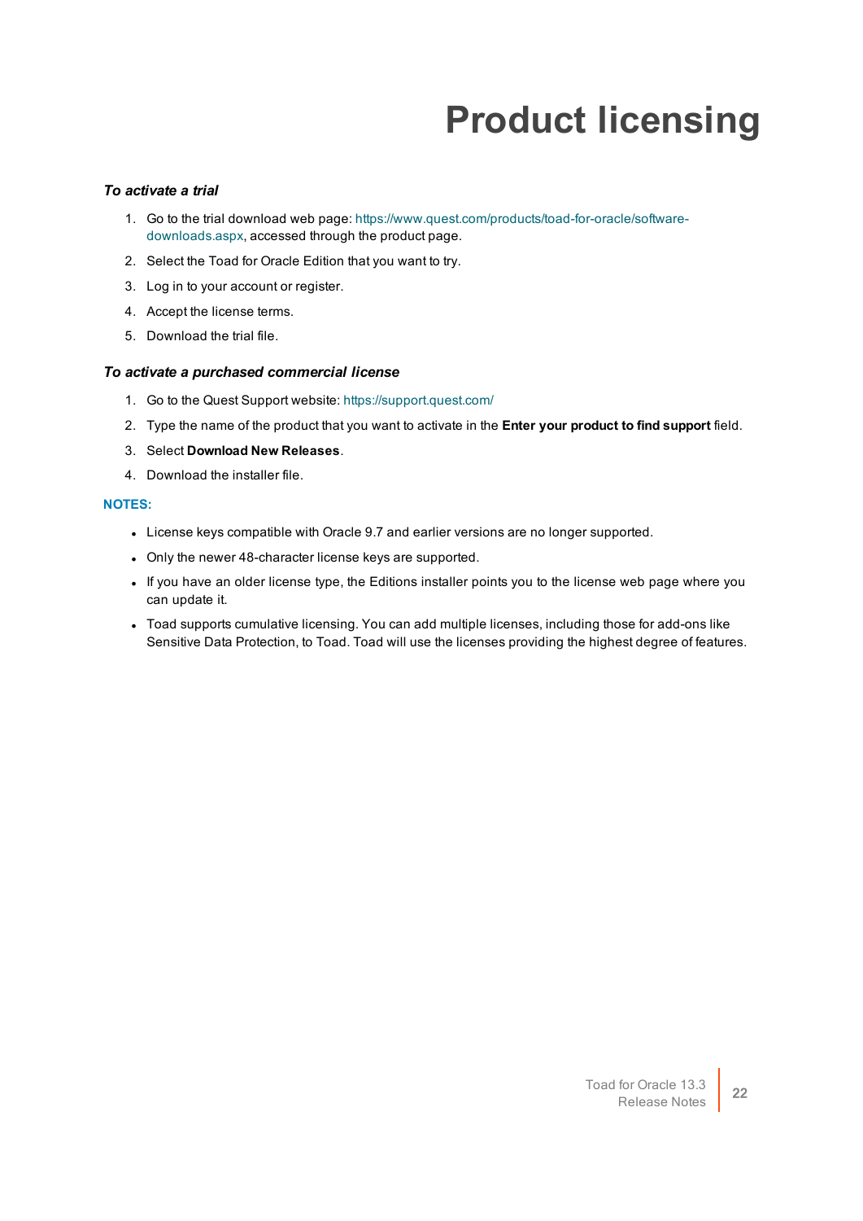# Product licensing

***To activate a trial***

1. Go to the trial download web page: https://www.quest.com/products/toad-for-oracle/software-downloads.aspx, accessed through the product page.
2. Select the Toad for Oracle Edition that you want to try.
3. Log in to your account or register.
4. Accept the license terms.
5. Download the trial file.

***To activate a purchased commercial license***

1. Go to the Quest Support website: https://support.quest.com/
2. Type the name of the product that you want to activate in the **Enter your product to find support** field.
3. Select **Download New Releases**.
4. Download the installer file.

**NOTES:**

- License keys compatible with Oracle 9.7 and earlier versions are no longer supported.
- Only the newer 48-character license keys are supported.
- If you have an older license type, the Editions installer points you to the license web page where you can update it.
- Toad supports cumulative licensing. You can add multiple licenses, including those for add-ons like Sensitive Data Protection, to Toad. Toad will use the licenses providing the highest degree of features.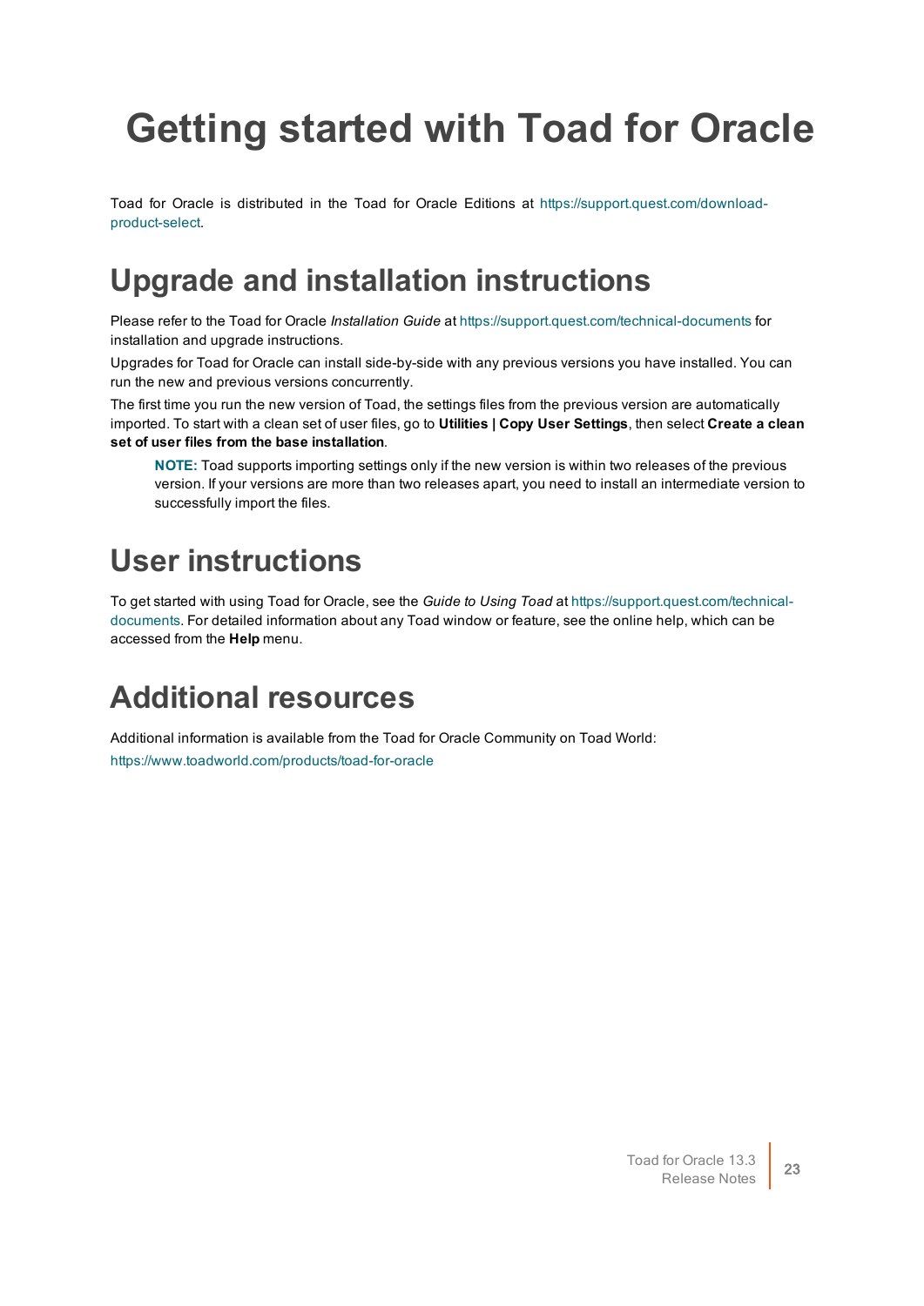# Getting started with Toad for Oracle

Toad for Oracle is distributed in the Toad for Oracle Editions at https://support.quest.com/download-product-select.

## Upgrade and installation instructions

Please refer to the Toad for Oracle *Installation Guide* at https://support.quest.com/technical-documents for installation and upgrade instructions.

Upgrades for Toad for Oracle can install side-by-side with any previous versions you have installed. You can run the new and previous versions concurrently.

The first time you run the new version of Toad, the settings files from the previous version are automatically imported. To start with a clean set of user files, go to **Utilities | Copy User Settings**, then select **Create a clean set of user files from the base installation**.

> **NOTE:** Toad supports importing settings only if the new version is within two releases of the previous version. If your versions are more than two releases apart, you need to install an intermediate version to successfully import the files.

## User instructions

To get started with using Toad for Oracle, see the *Guide to Using Toad* at https://support.quest.com/technical-documents. For detailed information about any Toad window or feature, see the online help, which can be accessed from the **Help** menu.

## Additional resources

Additional information is available from the Toad for Oracle Community on Toad World:

https://www.toadworld.com/products/toad-for-oracle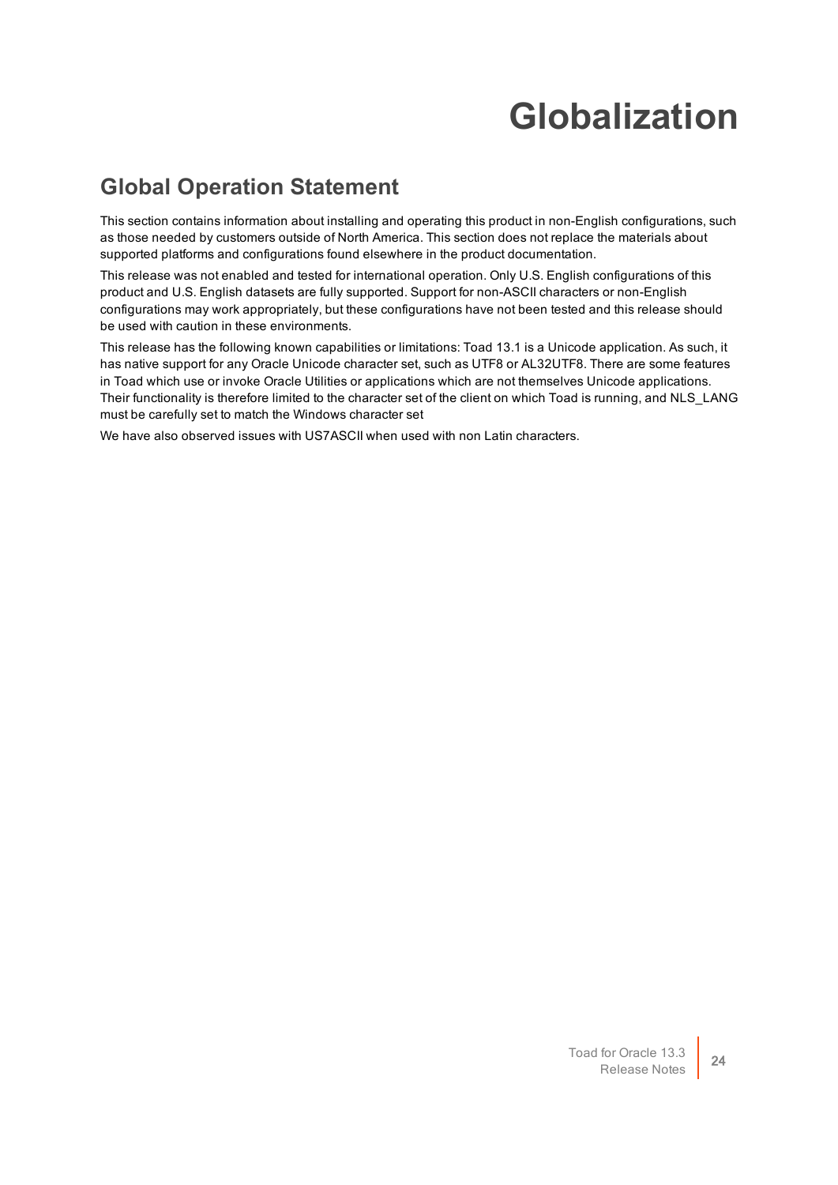# Globalization

## Global Operation Statement

This section contains information about installing and operating this product in non-English configurations, such as those needed by customers outside of North America. This section does not replace the materials about supported platforms and configurations found elsewhere in the product documentation.

This release was not enabled and tested for international operation. Only U.S. English configurations of this product and U.S. English datasets are fully supported. Support for non-ASCII characters or non-English configurations may work appropriately, but these configurations have not been tested and this release should be used with caution in these environments.

This release has the following known capabilities or limitations: Toad 13.1 is a Unicode application. As such, it has native support for any Oracle Unicode character set, such as UTF8 or AL32UTF8. There are some features in Toad which use or invoke Oracle Utilities or applications which are not themselves Unicode applications. Their functionality is therefore limited to the character set of the client on which Toad is running, and NLS_LANG must be carefully set to match the Windows character set

We have also observed issues with US7ASCII when used with non Latin characters.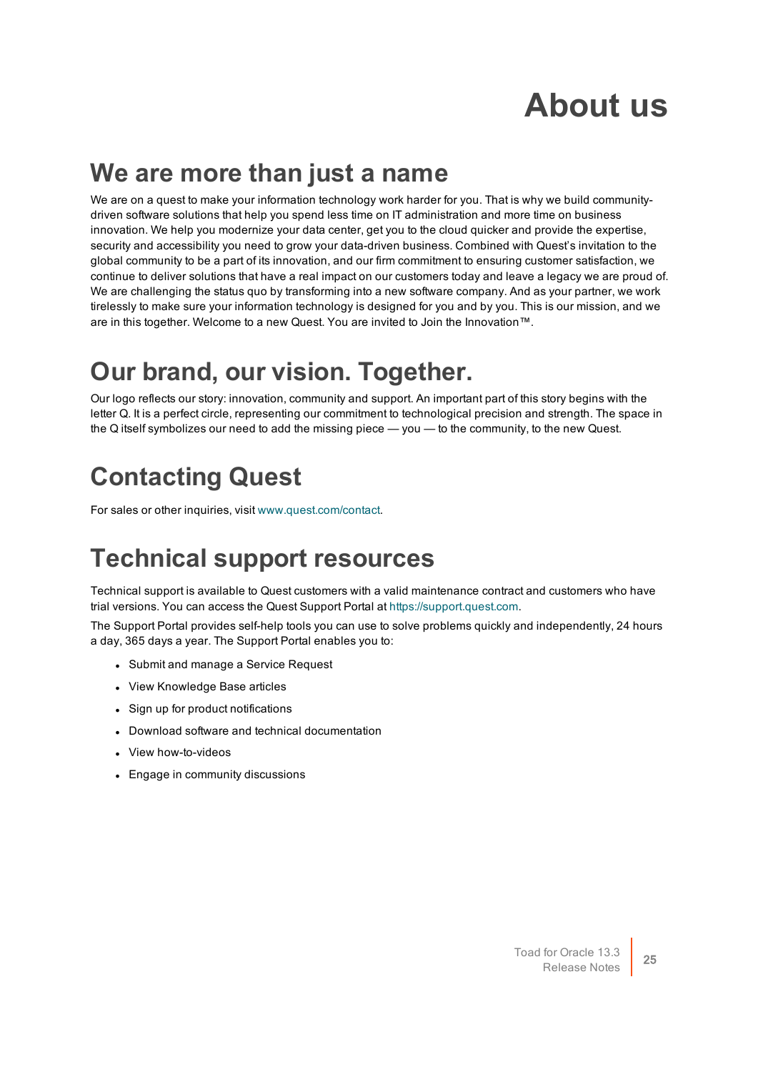# About us

## We are more than just a name

We are on a quest to make your information technology work harder for you. That is why we build community-driven software solutions that help you spend less time on IT administration and more time on business innovation. We help you modernize your data center, get you to the cloud quicker and provide the expertise, security and accessibility you need to grow your data-driven business. Combined with Quest's invitation to the global community to be a part of its innovation, and our firm commitment to ensuring customer satisfaction, we continue to deliver solutions that have a real impact on our customers today and leave a legacy we are proud of. We are challenging the status quo by transforming into a new software company. And as your partner, we work tirelessly to make sure your information technology is designed for you and by you. This is our mission, and we are in this together. Welcome to a new Quest. You are invited to Join the Innovation™.

## Our brand, our vision. Together.

Our logo reflects our story: innovation, community and support. An important part of this story begins with the letter Q. It is a perfect circle, representing our commitment to technological precision and strength. The space in the Q itself symbolizes our need to add the missing piece — you — to the community, to the new Quest.

## Contacting Quest

For sales or other inquiries, visit www.quest.com/contact.

## Technical support resources

Technical support is available to Quest customers with a valid maintenance contract and customers who have trial versions. You can access the Quest Support Portal at https://support.quest.com.

The Support Portal provides self-help tools you can use to solve problems quickly and independently, 24 hours a day, 365 days a year. The Support Portal enables you to:

- Submit and manage a Service Request
- View Knowledge Base articles
- Sign up for product notifications
- Download software and technical documentation
- View how-to-videos
- Engage in community discussions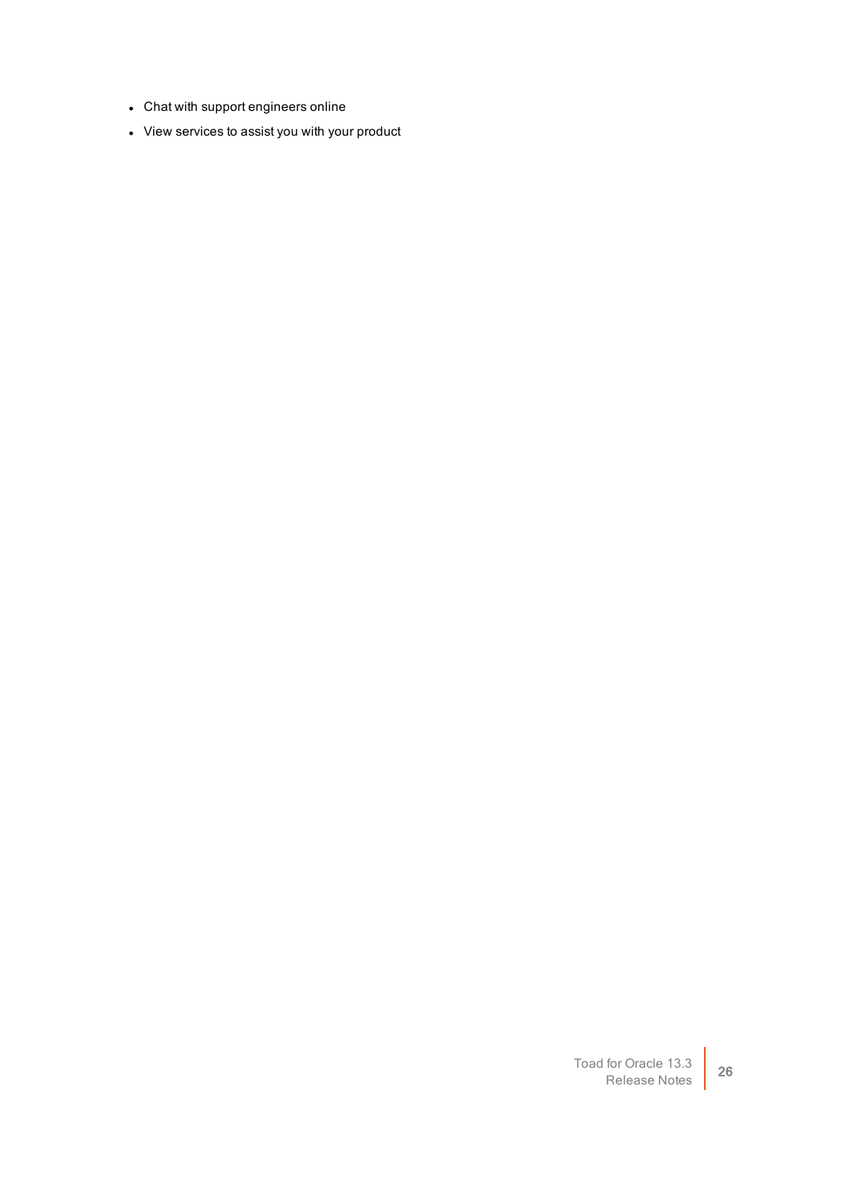- Chat with support engineers online
- View services to assist you with your product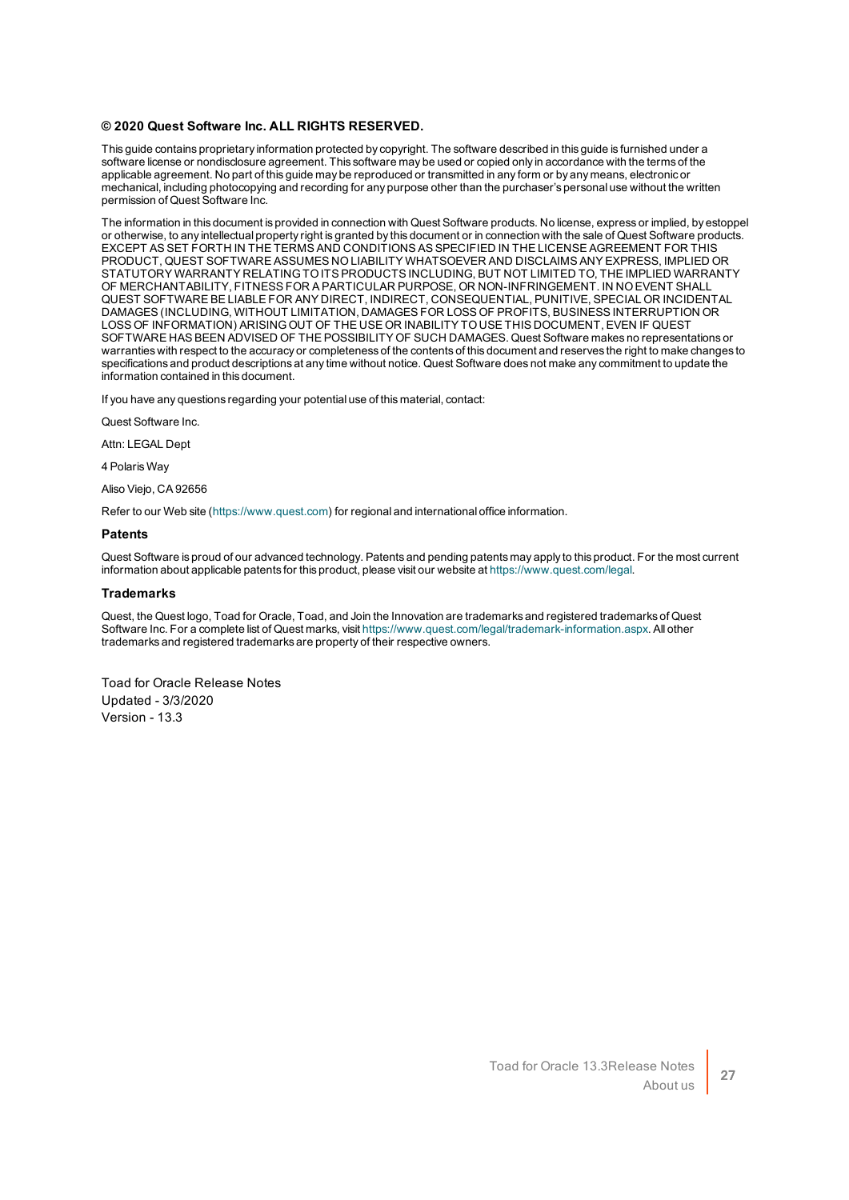**© 2020 Quest Software Inc. ALL RIGHTS RESERVED.**

This guide contains proprietary information protected by copyright. The software described in this guide is furnished under a software license or nondisclosure agreement. This software may be used or copied only in accordance with the terms of the applicable agreement. No part of this guide may be reproduced or transmitted in any form or by any means, electronic or mechanical, including photocopying and recording for any purpose other than the purchaser's personal use without the written permission of Quest Software Inc.

The information in this document is provided in connection with Quest Software products. No license, express or implied, by estoppel or otherwise, to any intellectual property right is granted by this document or in connection with the sale of Quest Software products. EXCEPT AS SET FORTH IN THE TERMS AND CONDITIONS AS SPECIFIED IN THE LICENSE AGREEMENT FOR THIS PRODUCT, QUEST SOFTWARE ASSUMES NO LIABILITY WHATSOEVER AND DISCLAIMS ANY EXPRESS, IMPLIED OR STATUTORY WARRANTY RELATING TO ITS PRODUCTS INCLUDING, BUT NOT LIMITED TO, THE IMPLIED WARRANTY OF MERCHANTABILITY, FITNESS FOR A PARTICULAR PURPOSE, OR NON-INFRINGEMENT. IN NO EVENT SHALL QUEST SOFTWARE BE LIABLE FOR ANY DIRECT, INDIRECT, CONSEQUENTIAL, PUNITIVE, SPECIAL OR INCIDENTAL DAMAGES (INCLUDING, WITHOUT LIMITATION, DAMAGES FOR LOSS OF PROFITS, BUSINESS INTERRUPTION OR LOSS OF INFORMATION) ARISING OUT OF THE USE OR INABILITY TO USE THIS DOCUMENT, EVEN IF QUEST SOFTWARE HAS BEEN ADVISED OF THE POSSIBILITY OF SUCH DAMAGES. Quest Software makes no representations or warranties with respect to the accuracy or completeness of the contents of this document and reserves the right to make changes to specifications and product descriptions at any time without notice. Quest Software does not make any commitment to update the information contained in this document.

If you have any questions regarding your potential use of this material, contact:

Quest Software Inc.

Attn: LEGAL Dept

4 Polaris Way

Aliso Viejo, CA 92656

Refer to our Web site (https://www.quest.com) for regional and international office information.

**Patents**

Quest Software is proud of our advanced technology. Patents and pending patents may apply to this product. For the most current information about applicable patents for this product, please visit our website at https://www.quest.com/legal.

**Trademarks**

Quest, the Quest logo, Toad for Oracle, Toad, and Join the Innovation are trademarks and registered trademarks of Quest Software Inc. For a complete list of Quest marks, visit https://www.quest.com/legal/trademark-information.aspx. All other trademarks and registered trademarks are property of their respective owners.

Toad for Oracle Release Notes
Updated - 3/3/2020
Version - 13.3